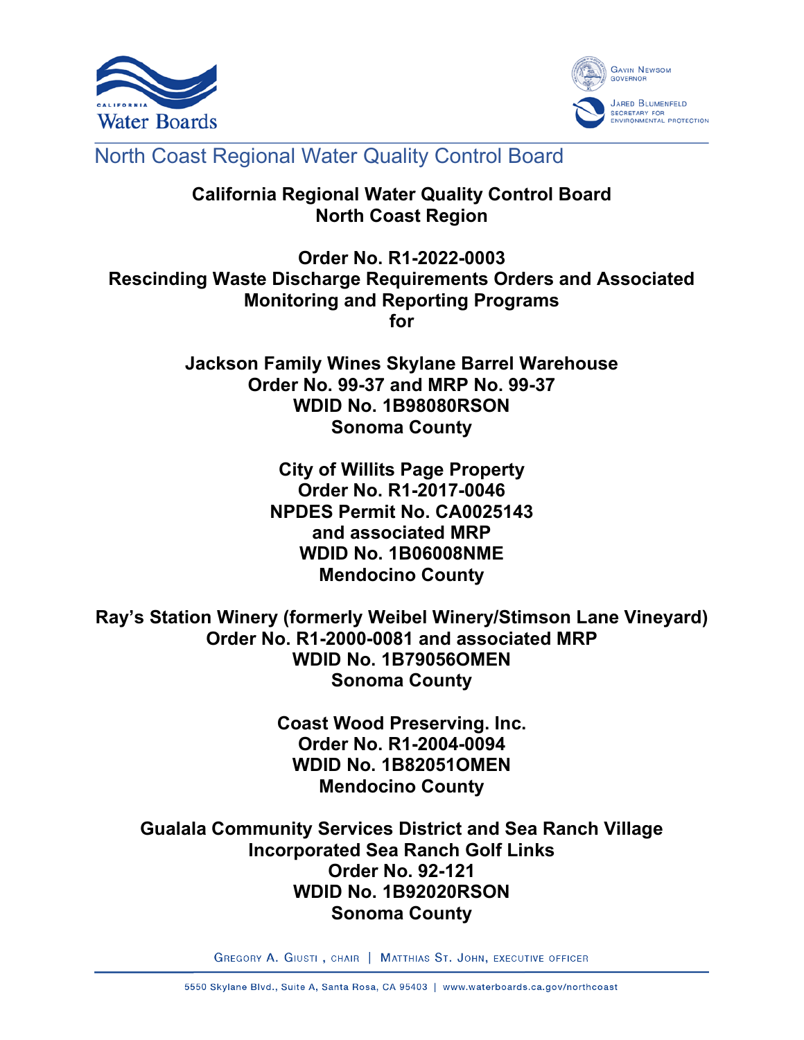# North Coast Regional Water Quality Control Board

**California Regional Water Quality Control Board**
**North Coast Region**

**Order No. R1-2022-0003**
**Rescinding Waste Discharge Requirements Orders and Associated Monitoring and Reporting Programs**
**for**

**Jackson Family Wines Skylane Barrel Warehouse**
**Order No. 99-37 and MRP No. 99-37**
**WDID No. 1B98080RSON**
**Sonoma County**

**City of Willits Page Property**
**Order No. R1-2017-0046**
**NPDES Permit No. CA0025143**
**and associated MRP**
**WDID No. 1B06008NME**
**Mendocino County**

**Ray's Station Winery (formerly Weibel Winery/Stimson Lane Vineyard)**
**Order No. R1-2000-0081 and associated MRP**
**WDID No. 1B79056OMEN**
**Sonoma County**

**Coast Wood Preserving. Inc.**
**Order No. R1-2004-0094**
**WDID No. 1B82051OMEN**
**Mendocino County**

**Gualala Community Services District and Sea Ranch Village Incorporated Sea Ranch Golf Links**
**Order No. 92-121**
**WDID No. 1B92020RSON**
**Sonoma County**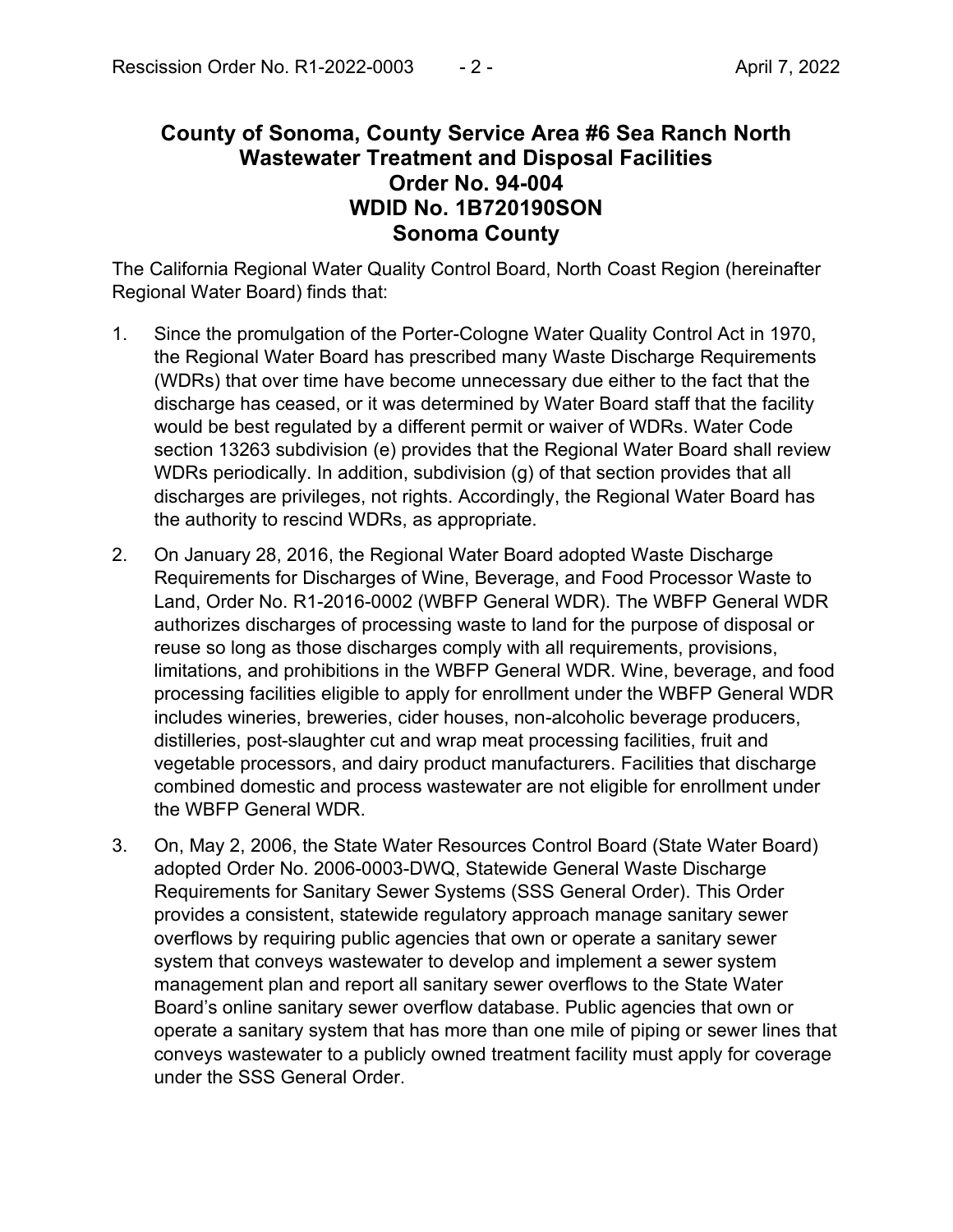## County of Sonoma, County Service Area #6 Sea Ranch North Wastewater Treatment and Disposal Facilities Order No. 94-004 WDID No. 1B720190SON Sonoma County

The California Regional Water Quality Control Board, North Coast Region (hereinafter Regional Water Board) finds that:

1. Since the promulgation of the Porter-Cologne Water Quality Control Act in 1970, the Regional Water Board has prescribed many Waste Discharge Requirements (WDRs) that over time have become unnecessary due either to the fact that the discharge has ceased, or it was determined by Water Board staff that the facility would be best regulated by a different permit or waiver of WDRs. Water Code section 13263 subdivision (e) provides that the Regional Water Board shall review WDRs periodically. In addition, subdivision (g) of that section provides that all discharges are privileges, not rights. Accordingly, the Regional Water Board has the authority to rescind WDRs, as appropriate.

2. On January 28, 2016, the Regional Water Board adopted Waste Discharge Requirements for Discharges of Wine, Beverage, and Food Processor Waste to Land, Order No. R1-2016-0002 (WBFP General WDR). The WBFP General WDR authorizes discharges of processing waste to land for the purpose of disposal or reuse so long as those discharges comply with all requirements, provisions, limitations, and prohibitions in the WBFP General WDR. Wine, beverage, and food processing facilities eligible to apply for enrollment under the WBFP General WDR includes wineries, breweries, cider houses, non-alcoholic beverage producers, distilleries, post-slaughter cut and wrap meat processing facilities, fruit and vegetable processors, and dairy product manufacturers. Facilities that discharge combined domestic and process wastewater are not eligible for enrollment under the WBFP General WDR.

3. On, May 2, 2006, the State Water Resources Control Board (State Water Board) adopted Order No. 2006-0003-DWQ, Statewide General Waste Discharge Requirements for Sanitary Sewer Systems (SSS General Order). This Order provides a consistent, statewide regulatory approach manage sanitary sewer overflows by requiring public agencies that own or operate a sanitary sewer system that conveys wastewater to develop and implement a sewer system management plan and report all sanitary sewer overflows to the State Water Board's online sanitary sewer overflow database. Public agencies that own or operate a sanitary system that has more than one mile of piping or sewer lines that conveys wastewater to a publicly owned treatment facility must apply for coverage under the SSS General Order.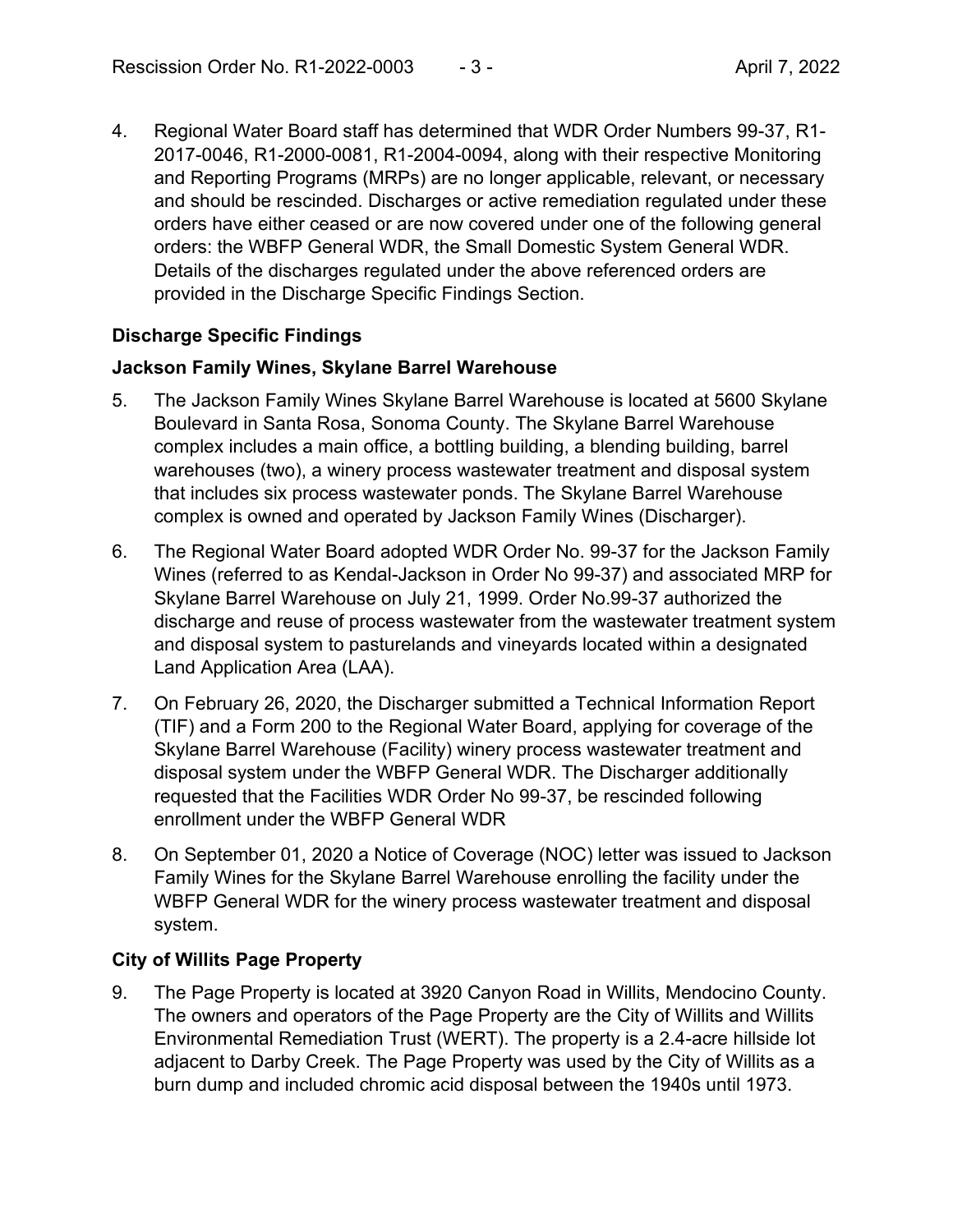4. Regional Water Board staff has determined that WDR Order Numbers 99-37, R1-2017-0046, R1-2000-0081, R1-2004-0094, along with their respective Monitoring and Reporting Programs (MRPs) are no longer applicable, relevant, or necessary and should be rescinded. Discharges or active remediation regulated under these orders have either ceased or are now covered under one of the following general orders: the WBFP General WDR, the Small Domestic System General WDR. Details of the discharges regulated under the above referenced orders are provided in the Discharge Specific Findings Section.

**Discharge Specific Findings**

**Jackson Family Wines, Skylane Barrel Warehouse**

5. The Jackson Family Wines Skylane Barrel Warehouse is located at 5600 Skylane Boulevard in Santa Rosa, Sonoma County. The Skylane Barrel Warehouse complex includes a main office, a bottling building, a blending building, barrel warehouses (two), a winery process wastewater treatment and disposal system that includes six process wastewater ponds. The Skylane Barrel Warehouse complex is owned and operated by Jackson Family Wines (Discharger).

6. The Regional Water Board adopted WDR Order No. 99-37 for the Jackson Family Wines (referred to as Kendal-Jackson in Order No 99-37) and associated MRP for Skylane Barrel Warehouse on July 21, 1999. Order No.99-37 authorized the discharge and reuse of process wastewater from the wastewater treatment system and disposal system to pasturelands and vineyards located within a designated Land Application Area (LAA).

7. On February 26, 2020, the Discharger submitted a Technical Information Report (TIF) and a Form 200 to the Regional Water Board, applying for coverage of the Skylane Barrel Warehouse (Facility) winery process wastewater treatment and disposal system under the WBFP General WDR. The Discharger additionally requested that the Facilities WDR Order No 99-37, be rescinded following enrollment under the WBFP General WDR

8. On September 01, 2020 a Notice of Coverage (NOC) letter was issued to Jackson Family Wines for the Skylane Barrel Warehouse enrolling the facility under the WBFP General WDR for the winery process wastewater treatment and disposal system.

**City of Willits Page Property**

9. The Page Property is located at 3920 Canyon Road in Willits, Mendocino County. The owners and operators of the Page Property are the City of Willits and Willits Environmental Remediation Trust (WERT). The property is a 2.4-acre hillside lot adjacent to Darby Creek. The Page Property was used by the City of Willits as a burn dump and included chromic acid disposal between the 1940s until 1973.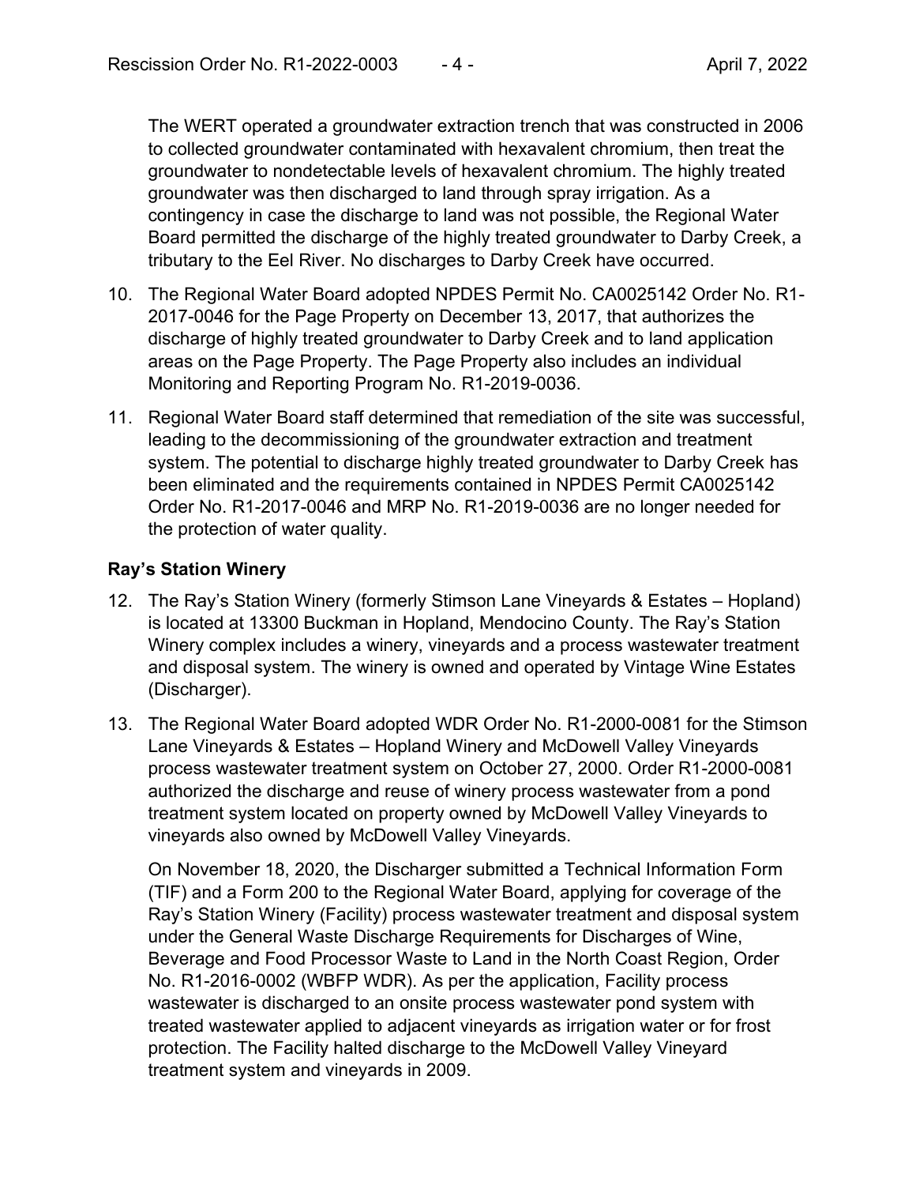The WERT operated a groundwater extraction trench that was constructed in 2006 to collected groundwater contaminated with hexavalent chromium, then treat the groundwater to nondetectable levels of hexavalent chromium. The highly treated groundwater was then discharged to land through spray irrigation. As a contingency in case the discharge to land was not possible, the Regional Water Board permitted the discharge of the highly treated groundwater to Darby Creek, a tributary to the Eel River. No discharges to Darby Creek have occurred.

10. The Regional Water Board adopted NPDES Permit No. CA0025142 Order No. R1-2017-0046 for the Page Property on December 13, 2017, that authorizes the discharge of highly treated groundwater to Darby Creek and to land application areas on the Page Property. The Page Property also includes an individual Monitoring and Reporting Program No. R1-2019-0036.

11. Regional Water Board staff determined that remediation of the site was successful, leading to the decommissioning of the groundwater extraction and treatment system. The potential to discharge highly treated groundwater to Darby Creek has been eliminated and the requirements contained in NPDES Permit CA0025142 Order No. R1-2017-0046 and MRP No. R1-2019-0036 are no longer needed for the protection of water quality.

**Ray's Station Winery**

12. The Ray's Station Winery (formerly Stimson Lane Vineyards & Estates – Hopland) is located at 13300 Buckman in Hopland, Mendocino County. The Ray's Station Winery complex includes a winery, vineyards and a process wastewater treatment and disposal system. The winery is owned and operated by Vintage Wine Estates (Discharger).

13. The Regional Water Board adopted WDR Order No. R1-2000-0081 for the Stimson Lane Vineyards & Estates – Hopland Winery and McDowell Valley Vineyards process wastewater treatment system on October 27, 2000. Order R1-2000-0081 authorized the discharge and reuse of winery process wastewater from a pond treatment system located on property owned by McDowell Valley Vineyards to vineyards also owned by McDowell Valley Vineyards.

    On November 18, 2020, the Discharger submitted a Technical Information Form (TIF) and a Form 200 to the Regional Water Board, applying for coverage of the Ray's Station Winery (Facility) process wastewater treatment and disposal system under the General Waste Discharge Requirements for Discharges of Wine, Beverage and Food Processor Waste to Land in the North Coast Region, Order No. R1-2016-0002 (WBFP WDR). As per the application, Facility process wastewater is discharged to an onsite process wastewater pond system with treated wastewater applied to adjacent vineyards as irrigation water or for frost protection. The Facility halted discharge to the McDowell Valley Vineyard treatment system and vineyards in 2009.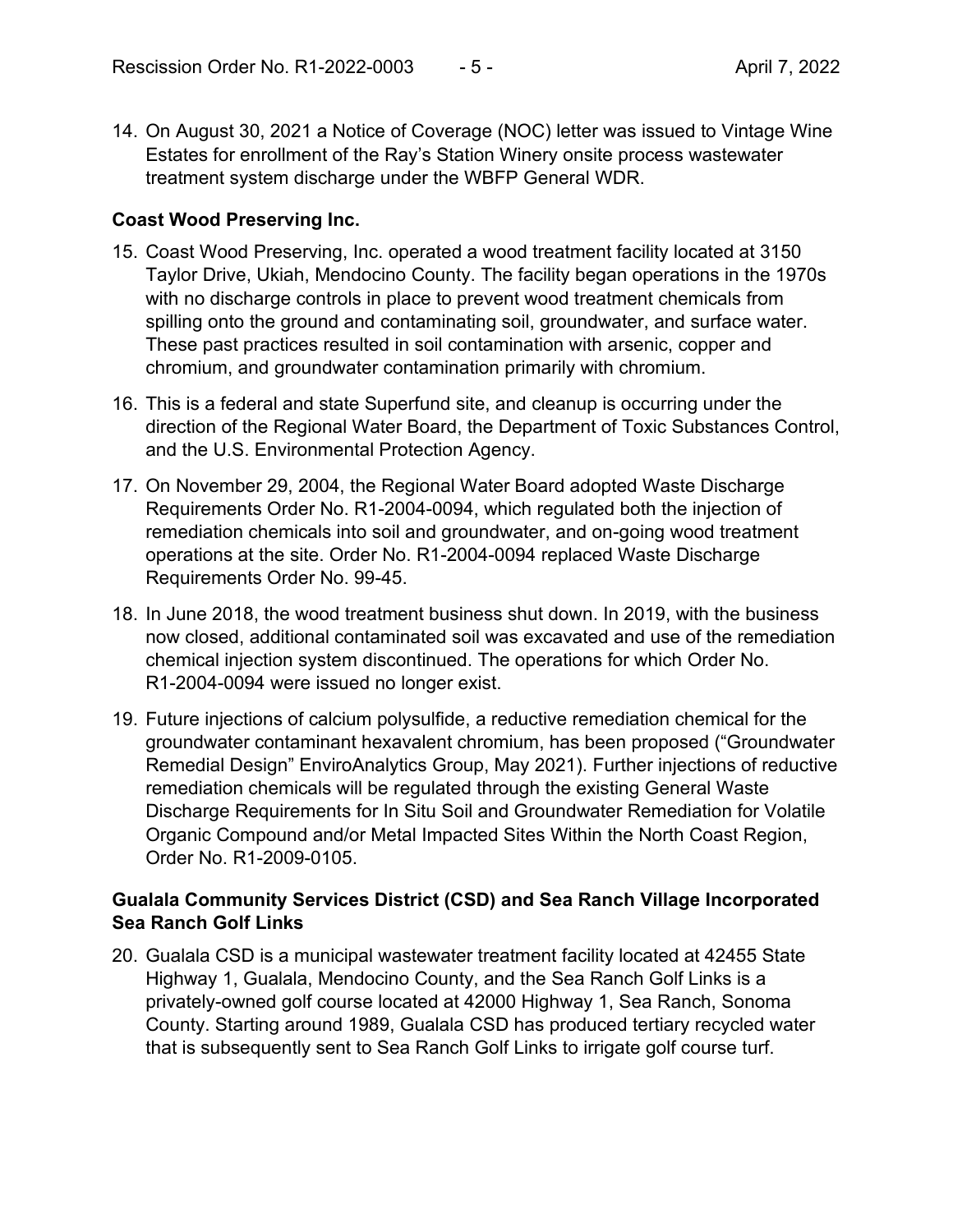14. On August 30, 2021 a Notice of Coverage (NOC) letter was issued to Vintage Wine Estates for enrollment of the Ray's Station Winery onsite process wastewater treatment system discharge under the WBFP General WDR.

**Coast Wood Preserving Inc.**

15. Coast Wood Preserving, Inc. operated a wood treatment facility located at 3150 Taylor Drive, Ukiah, Mendocino County. The facility began operations in the 1970s with no discharge controls in place to prevent wood treatment chemicals from spilling onto the ground and contaminating soil, groundwater, and surface water. These past practices resulted in soil contamination with arsenic, copper and chromium, and groundwater contamination primarily with chromium.

16. This is a federal and state Superfund site, and cleanup is occurring under the direction of the Regional Water Board, the Department of Toxic Substances Control, and the U.S. Environmental Protection Agency.

17. On November 29, 2004, the Regional Water Board adopted Waste Discharge Requirements Order No. R1-2004-0094, which regulated both the injection of remediation chemicals into soil and groundwater, and on-going wood treatment operations at the site. Order No. R1-2004-0094 replaced Waste Discharge Requirements Order No. 99-45.

18. In June 2018, the wood treatment business shut down. In 2019, with the business now closed, additional contaminated soil was excavated and use of the remediation chemical injection system discontinued. The operations for which Order No. R1-2004-0094 were issued no longer exist.

19. Future injections of calcium polysulfide, a reductive remediation chemical for the groundwater contaminant hexavalent chromium, has been proposed ("Groundwater Remedial Design" EnviroAnalytics Group, May 2021). Further injections of reductive remediation chemicals will be regulated through the existing General Waste Discharge Requirements for In Situ Soil and Groundwater Remediation for Volatile Organic Compound and/or Metal Impacted Sites Within the North Coast Region, Order No. R1-2009-0105.

**Gualala Community Services District (CSD) and Sea Ranch Village Incorporated Sea Ranch Golf Links**

20. Gualala CSD is a municipal wastewater treatment facility located at 42455 State Highway 1, Gualala, Mendocino County, and the Sea Ranch Golf Links is a privately-owned golf course located at 42000 Highway 1, Sea Ranch, Sonoma County. Starting around 1989, Gualala CSD has produced tertiary recycled water that is subsequently sent to Sea Ranch Golf Links to irrigate golf course turf.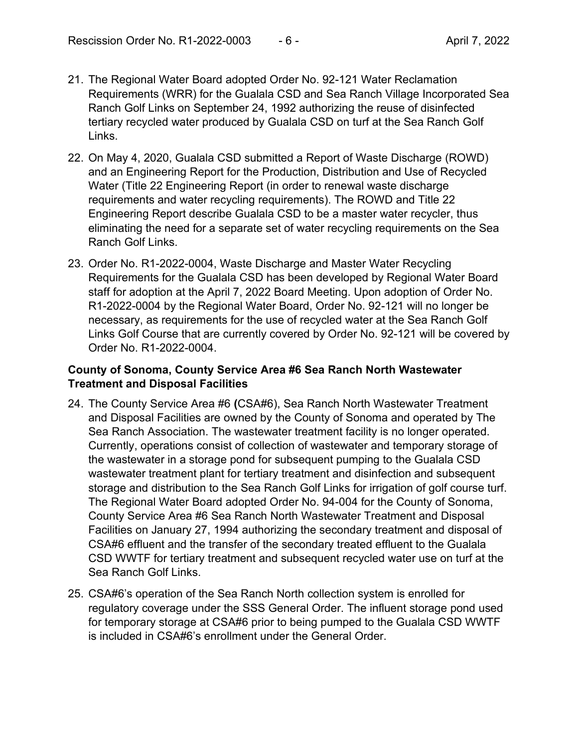21. The Regional Water Board adopted Order No. 92-121 Water Reclamation Requirements (WRR) for the Gualala CSD and Sea Ranch Village Incorporated Sea Ranch Golf Links on September 24, 1992 authorizing the reuse of disinfected tertiary recycled water produced by Gualala CSD on turf at the Sea Ranch Golf Links.

22. On May 4, 2020, Gualala CSD submitted a Report of Waste Discharge (ROWD) and an Engineering Report for the Production, Distribution and Use of Recycled Water (Title 22 Engineering Report (in order to renewal waste discharge requirements and water recycling requirements). The ROWD and Title 22 Engineering Report describe Gualala CSD to be a master water recycler, thus eliminating the need for a separate set of water recycling requirements on the Sea Ranch Golf Links.

23. Order No. R1-2022-0004, Waste Discharge and Master Water Recycling Requirements for the Gualala CSD has been developed by Regional Water Board staff for adoption at the April 7, 2022 Board Meeting. Upon adoption of Order No. R1-2022-0004 by the Regional Water Board, Order No. 92-121 will no longer be necessary, as requirements for the use of recycled water at the Sea Ranch Golf Links Golf Course that are currently covered by Order No. 92-121 will be covered by Order No. R1-2022-0004.

**County of Sonoma, County Service Area #6 Sea Ranch North Wastewater Treatment and Disposal Facilities**

24. The County Service Area #6 (CSA#6), Sea Ranch North Wastewater Treatment and Disposal Facilities are owned by the County of Sonoma and operated by The Sea Ranch Association. The wastewater treatment facility is no longer operated. Currently, operations consist of collection of wastewater and temporary storage of the wastewater in a storage pond for subsequent pumping to the Gualala CSD wastewater treatment plant for tertiary treatment and disinfection and subsequent storage and distribution to the Sea Ranch Golf Links for irrigation of golf course turf. The Regional Water Board adopted Order No. 94-004 for the County of Sonoma, County Service Area #6 Sea Ranch North Wastewater Treatment and Disposal Facilities on January 27, 1994 authorizing the secondary treatment and disposal of CSA#6 effluent and the transfer of the secondary treated effluent to the Gualala CSD WWTF for tertiary treatment and subsequent recycled water use on turf at the Sea Ranch Golf Links.

25. CSA#6's operation of the Sea Ranch North collection system is enrolled for regulatory coverage under the SSS General Order. The influent storage pond used for temporary storage at CSA#6 prior to being pumped to the Gualala CSD WWTF is included in CSA#6's enrollment under the General Order.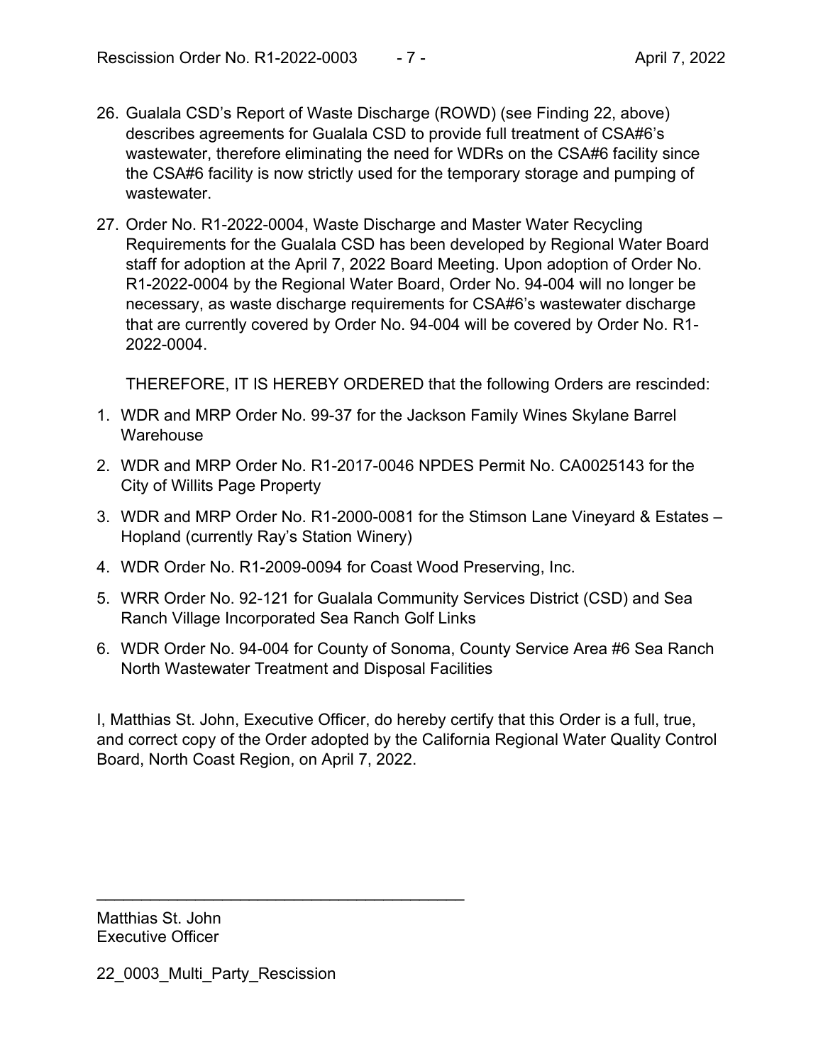26. Gualala CSD's Report of Waste Discharge (ROWD) (see Finding 22, above) describes agreements for Gualala CSD to provide full treatment of CSA#6's wastewater, therefore eliminating the need for WDRs on the CSA#6 facility since the CSA#6 facility is now strictly used for the temporary storage and pumping of wastewater.

27. Order No. R1-2022-0004, Waste Discharge and Master Water Recycling Requirements for the Gualala CSD has been developed by Regional Water Board staff for adoption at the April 7, 2022 Board Meeting. Upon adoption of Order No. R1-2022-0004 by the Regional Water Board, Order No. 94-004 will no longer be necessary, as waste discharge requirements for CSA#6's wastewater discharge that are currently covered by Order No. 94-004 will be covered by Order No. R1-2022-0004.

THEREFORE, IT IS HEREBY ORDERED that the following Orders are rescinded:

1. WDR and MRP Order No. 99-37 for the Jackson Family Wines Skylane Barrel Warehouse
2. WDR and MRP Order No. R1-2017-0046 NPDES Permit No. CA0025143 for the City of Willits Page Property
3. WDR and MRP Order No. R1-2000-0081 for the Stimson Lane Vineyard & Estates – Hopland (currently Ray's Station Winery)
4. WDR Order No. R1-2009-0094 for Coast Wood Preserving, Inc.
5. WRR Order No. 92-121 for Gualala Community Services District (CSD) and Sea Ranch Village Incorporated Sea Ranch Golf Links
6. WDR Order No. 94-004 for County of Sonoma, County Service Area #6 Sea Ranch North Wastewater Treatment and Disposal Facilities

I, Matthias St. John, Executive Officer, do hereby certify that this Order is a full, true, and correct copy of the Order adopted by the California Regional Water Quality Control Board, North Coast Region, on April 7, 2022.

\_\_\_\_\_\_\_\_\_\_\_\_\_\_\_\_\_\_\_\_\_\_\_\_\_\_\_\_\_\_\_\_\_\_\_\_\_\_\_\_

Matthias St. John
Executive Officer

22_0003_Multi_Party_Rescission